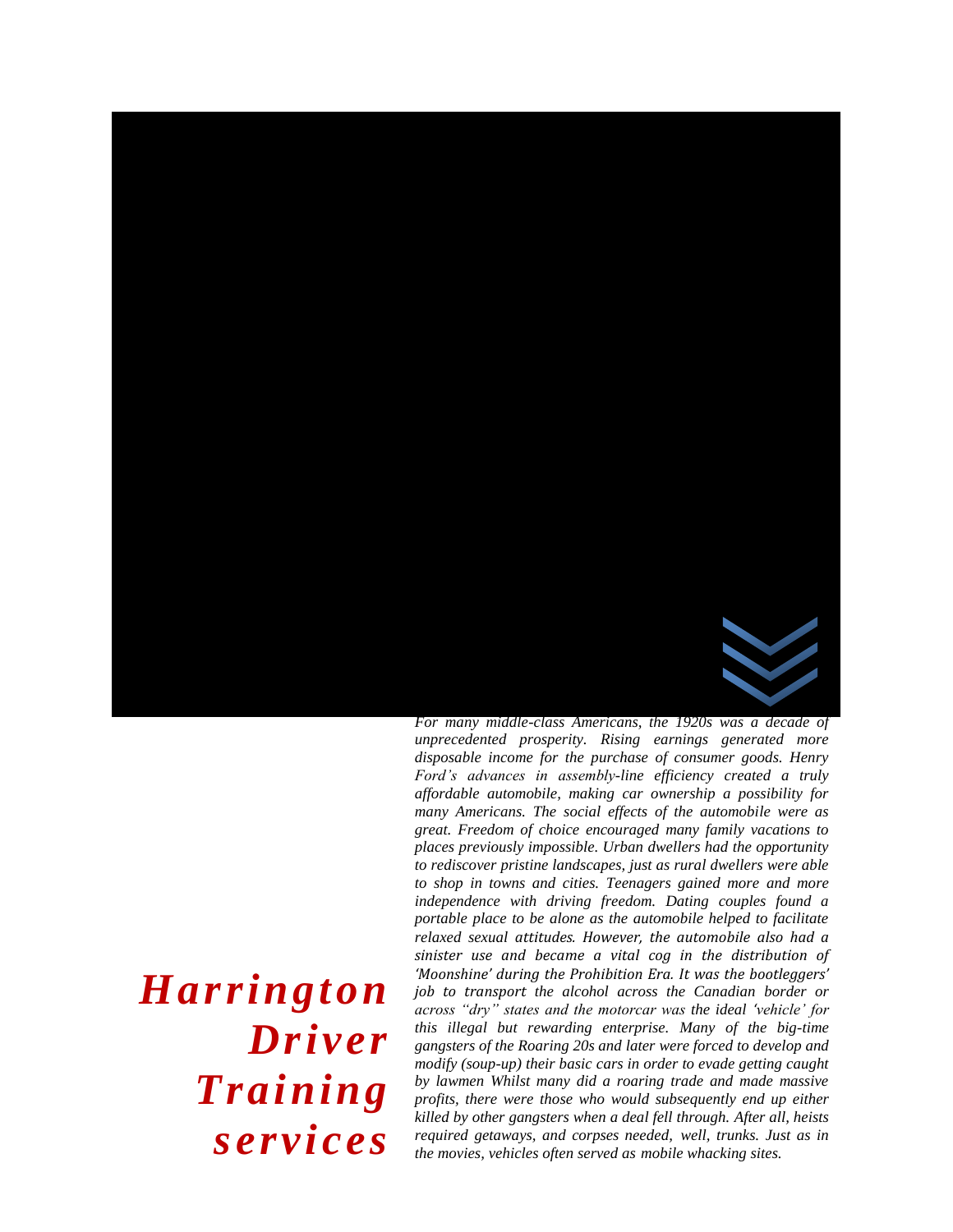# *Harrington Driver Training services*

*For many middle-class Americans, the 1920s was a decade of unprecedented prosperity. Rising earnings generated more disposable income for the purchase of consumer goods. Henry Ford's advances in assembly-line efficiency created a truly affordable automobile, making car ownership a possibility for many Americans. The social effects of the automobile were as great. Freedom of choice encouraged many family vacations to places previously impossible. Urban dwellers had the opportunity to rediscover pristine landscapes, just as rural dwellers were able to shop in towns and cities. Teenagers gained more and more independence with driving freedom. Dating couples found a portable place to be alone as the automobile helped to facilitate relaxed sexual attitudes. However, the automobile also had a sinister use and became a vital cog in the distribution of 'Moonshine' during the Prohibition Era. It was the bootleggers' job to transport the alcohol across the Canadian border or across "dry" states and the motorcar was the ideal 'vehicle' for this illegal but rewarding enterprise. Many of the big-time gangsters of the Roaring 20s and later were forced to develop and modify (soup-up) their basic cars in order to evade getting caught by lawmen Whilst many did a roaring trade and made massive profits, there were those who would subsequently end up either killed by other gangsters when a deal fell through. After all, heists required getaways, and corpses needed, well, trunks. Just as in the movies, vehicles often served as mobile whacking sites.*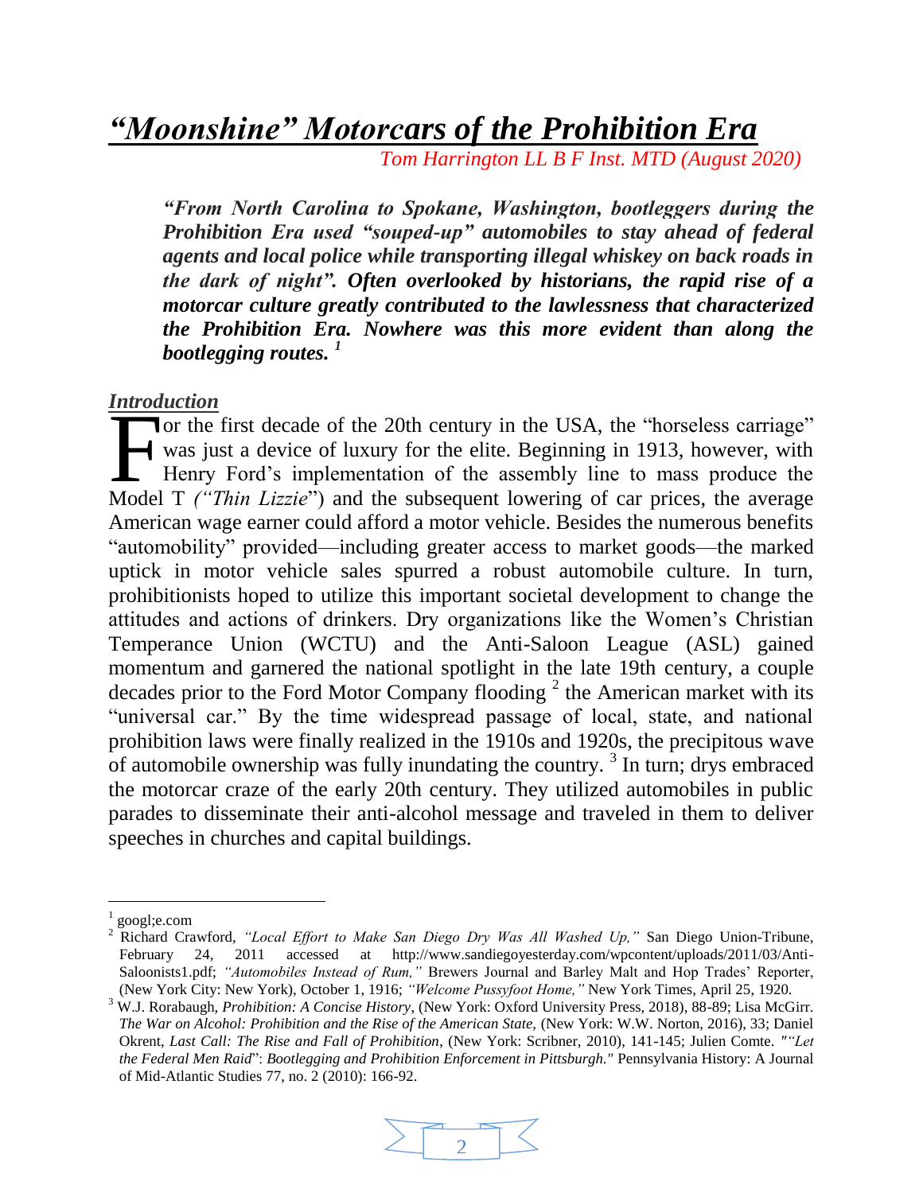# *"Moonshine" Motorcars of the Prohibition Era*

*Tom Harrington LL B F Inst. MTD (August 2020)*

***"From North Carolina to Spokane, Washington, bootleggers during the Prohibition Era used "souped-up" automobiles to stay ahead of federal agents and local police while transporting illegal whiskey on back roads in the dark of night". Often overlooked by historians, the rapid rise of a motorcar culture greatly contributed to the lawlessness that characterized the Prohibition Era. Nowhere was this more evident than along the bootlegging routes.*** [1]

## *Introduction*

For the first decade of the 20th century in the USA, the "horseless carriage" was just a device of luxury for the elite. Beginning in 1913, however, with Henry Ford's implementation of the assembly line to mass produce the Model T *("Thin Lizzie"*) and the subsequent lowering of car prices, the average American wage earner could afford a motor vehicle. Besides the numerous benefits "automobility" provided—including greater access to market goods—the marked uptick in motor vehicle sales spurred a robust automobile culture. In turn, prohibitionists hoped to utilize this important societal development to change the attitudes and actions of drinkers. Dry organizations like the Women's Christian Temperance Union (WCTU) and the Anti-Saloon League (ASL) gained momentum and garnered the national spotlight in the late 19th century, a couple decades prior to the Ford Motor Company flooding [2] the American market with its "universal car." By the time widespread passage of local, state, and national prohibition laws were finally realized in the 1910s and 1920s, the precipitous wave of automobile ownership was fully inundating the country. [3] In turn; drys embraced the motorcar craze of the early 20th century. They utilized automobiles in public parades to disseminate their anti-alcohol message and traveled in them to deliver speeches in churches and capital buildings.

---

[1] googl;e.com

[2] Richard Crawford, *"Local Effort to Make San Diego Dry Was All Washed Up,"* San Diego Union-Tribune, February 24, 2011 accessed at http://www.sandiegoyesterday.com/wpcontent/uploads/2011/03/Anti-Saloonists1.pdf; *"Automobiles Instead of Rum,"* Brewers Journal and Barley Malt and Hop Trades' Reporter, (New York City: New York), October 1, 1916; *"Welcome Pussyfoot Home,"* New York Times, April 25, 1920.

[3] W.J. Rorabaugh, *Prohibition: A Concise History*, (New York: Oxford University Press, 2018), 88-89; Lisa McGirr. *The War on Alcohol: Prohibition and the Rise of the American State*, (New York: W.W. Norton, 2016), 33; Daniel Okrent, *Last Call: The Rise and Fall of Prohibition*, (New York: Scribner, 2010), 141-145; Julien Comte. *""Let the Federal Men Raid*": *Bootlegging and Prohibition Enforcement in Pittsburgh."* Pennsylvania History: A Journal of Mid-Atlantic Studies 77, no. 2 (2010): 166-92.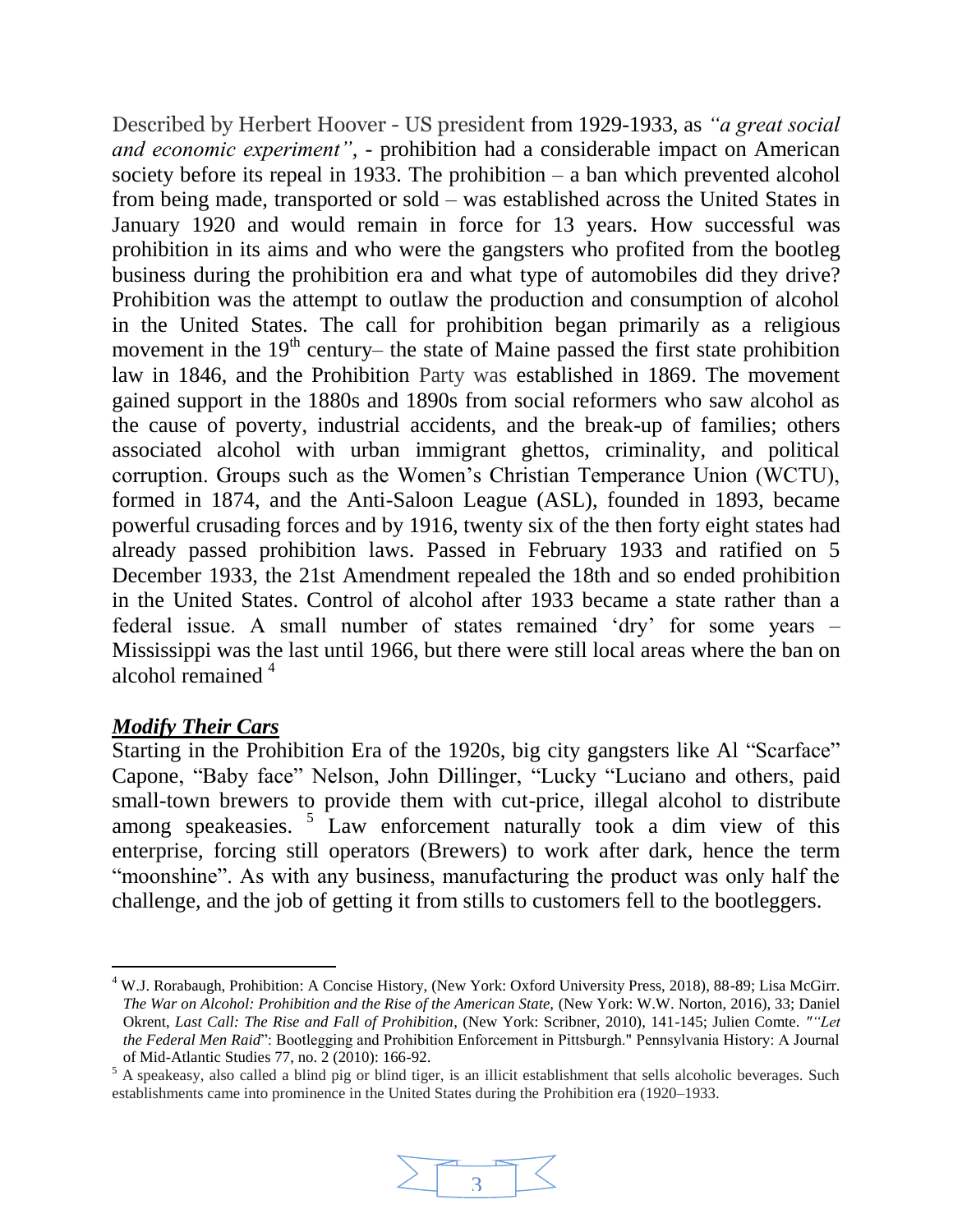Described by Herbert Hoover - US president from 1929-1933, as *"a great social and economic experiment"*, - prohibition had a considerable impact on American society before its repeal in 1933. The prohibition – a ban which prevented alcohol from being made, transported or sold – was established across the United States in January 1920 and would remain in force for 13 years. How successful was prohibition in its aims and who were the gangsters who profited from the bootleg business during the prohibition era and what type of automobiles did they drive? Prohibition was the attempt to outlaw the production and consumption of alcohol in the United States. The call for prohibition began primarily as a religious movement in the 19th century– the state of Maine passed the first state prohibition law in 1846, and the Prohibition Party was established in 1869. The movement gained support in the 1880s and 1890s from social reformers who saw alcohol as the cause of poverty, industrial accidents, and the break-up of families; others associated alcohol with urban immigrant ghettos, criminality, and political corruption. Groups such as the Women's Christian Temperance Union (WCTU), formed in 1874, and the Anti-Saloon League (ASL), founded in 1893, became powerful crusading forces and by 1916, twenty six of the then forty eight states had already passed prohibition laws. Passed in February 1933 and ratified on 5 December 1933, the 21st Amendment repealed the 18th and so ended prohibition in the United States. Control of alcohol after 1933 became a state rather than a federal issue. A small number of states remained 'dry' for some years – Mississippi was the last until 1966, but there were still local areas where the ban on alcohol remained [4]

## ***Modify Their Cars***

Starting in the Prohibition Era of the 1920s, big city gangsters like Al "Scarface" Capone, "Baby face" Nelson, John Dillinger, "Lucky "Luciano and others, paid small-town brewers to provide them with cut-price, illegal alcohol to distribute among speakeasies. [5] Law enforcement naturally took a dim view of this enterprise, forcing still operators (Brewers) to work after dark, hence the term "moonshine". As with any business, manufacturing the product was only half the challenge, and the job of getting it from stills to customers fell to the bootleggers.

---

[4] W.J. Rorabaugh, Prohibition: A Concise History, (New York: Oxford University Press, 2018), 88-89; Lisa McGirr. *The War on Alcohol: Prohibition and the Rise of the American State*, (New York: W.W. Norton, 2016), 33; Daniel Okrent, *Last Call: The Rise and Fall of Prohibition*, (New York: Scribner, 2010), 141-145; Julien Comte. *""Let the Federal Men Raid*": Bootlegging and Prohibition Enforcement in Pittsburgh." Pennsylvania History: A Journal of Mid-Atlantic Studies 77, no. 2 (2010): 166-92.

[5] A speakeasy, also called a blind pig or blind tiger, is an illicit establishment that sells alcoholic beverages. Such establishments came into prominence in the United States during the Prohibition era (1920–1933.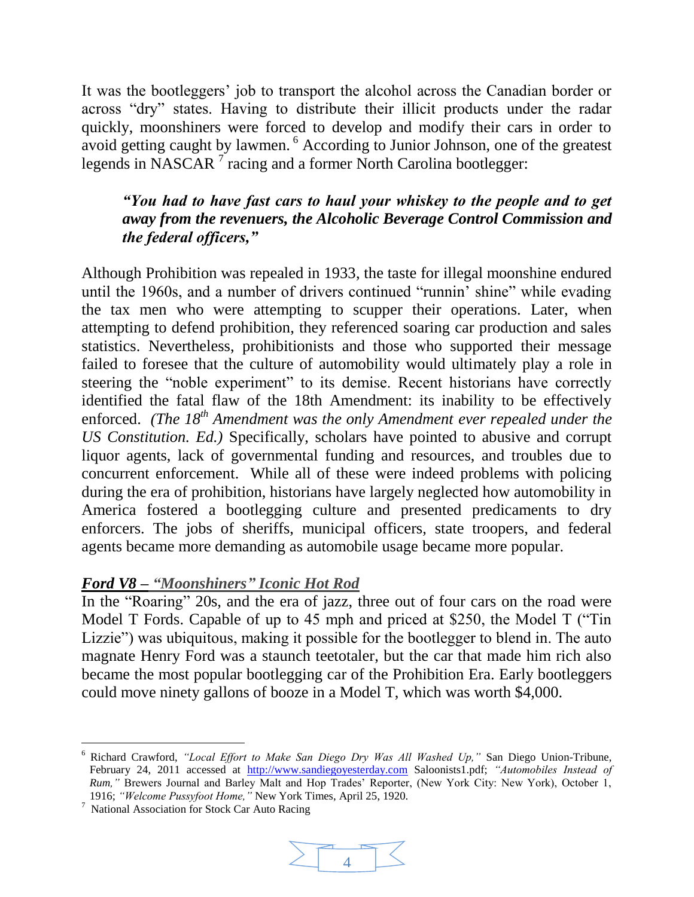It was the bootleggers' job to transport the alcohol across the Canadian border or across "dry" states. Having to distribute their illicit products under the radar quickly, moonshiners were forced to develop and modify their cars in order to avoid getting caught by lawmen. [6] According to Junior Johnson, one of the greatest legends in NASCAR [7] racing and a former North Carolina bootlegger:

> ***"You had to have fast cars to haul your whiskey to the people and to get away from the revenuers, the Alcoholic Beverage Control Commission and the federal officers,"***

Although Prohibition was repealed in 1933, the taste for illegal moonshine endured until the 1960s, and a number of drivers continued "runnin' shine" while evading the tax men who were attempting to scupper their operations. Later, when attempting to defend prohibition, they referenced soaring car production and sales statistics. Nevertheless, prohibitionists and those who supported their message failed to foresee that the culture of automobility would ultimately play a role in steering the "noble experiment" to its demise. Recent historians have correctly identified the fatal flaw of the 18th Amendment: its inability to be effectively enforced. *(The 18th Amendment was the only Amendment ever repealed under the US Constitution. Ed.)* Specifically, scholars have pointed to abusive and corrupt liquor agents, lack of governmental funding and resources, and troubles due to concurrent enforcement. While all of these were indeed problems with policing during the era of prohibition, historians have largely neglected how automobility in America fostered a bootlegging culture and presented predicaments to dry enforcers. The jobs of sheriffs, municipal officers, state troopers, and federal agents became more demanding as automobile usage became more popular.

## ***Ford V8 – "Moonshiners" Iconic Hot Rod***

In the "Roaring" 20s, and the era of jazz, three out of four cars on the road were Model T Fords. Capable of up to 45 mph and priced at $250, the Model T ("Tin Lizzie") was ubiquitous, making it possible for the bootlegger to blend in. The auto magnate Henry Ford was a staunch teetotaler, but the car that made him rich also became the most popular bootlegging car of the Prohibition Era. Early bootleggers could move ninety gallons of booze in a Model T, which was worth $4,000.

---

[6] Richard Crawford, *"Local Effort to Make San Diego Dry Was All Washed Up,"* San Diego Union-Tribune, February 24, 2011 accessed at http://www.sandiegoyesterday.com Saloonists1.pdf; *"Automobiles Instead of Rum,"* Brewers Journal and Barley Malt and Hop Trades' Reporter, (New York City: New York), October 1, 1916; *"Welcome Pussyfoot Home,"* New York Times, April 25, 1920.

[7] National Association for Stock Car Auto Racing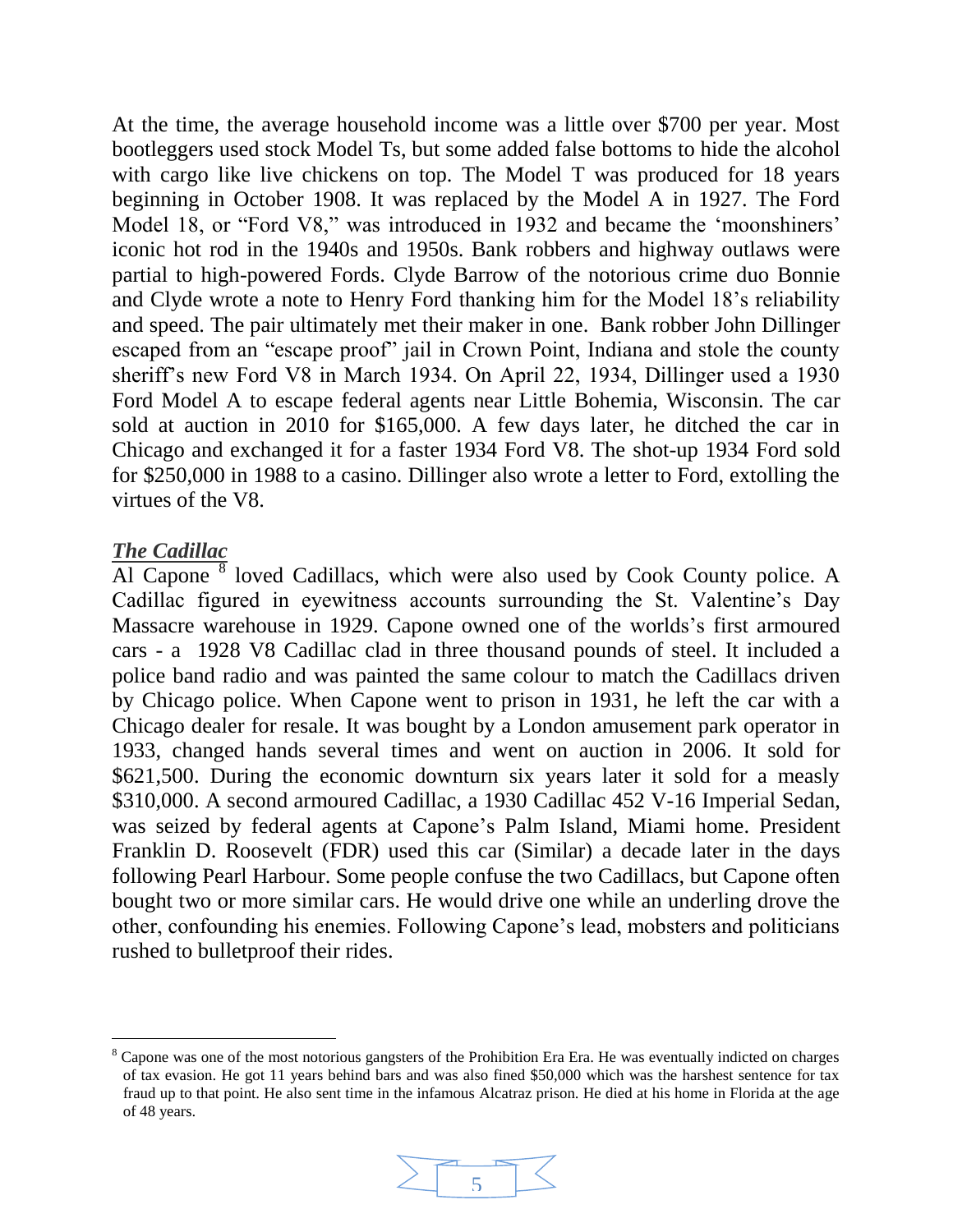At the time, the average household income was a little over $700 per year. Most bootleggers used stock Model Ts, but some added false bottoms to hide the alcohol with cargo like live chickens on top. The Model T was produced for 18 years beginning in October 1908. It was replaced by the Model A in 1927. The Ford Model 18, or "Ford V8," was introduced in 1932 and became the 'moonshiners' iconic hot rod in the 1940s and 1950s. Bank robbers and highway outlaws were partial to high-powered Fords. Clyde Barrow of the notorious crime duo Bonnie and Clyde wrote a note to Henry Ford thanking him for the Model 18's reliability and speed. The pair ultimately met their maker in one. Bank robber John Dillinger escaped from an "escape proof" jail in Crown Point, Indiana and stole the county sheriff's new Ford V8 in March 1934. On April 22, 1934, Dillinger used a 1930 Ford Model A to escape federal agents near Little Bohemia, Wisconsin. The car sold at auction in 2010 for $165,000. A few days later, he ditched the car in Chicago and exchanged it for a faster 1934 Ford V8. The shot-up 1934 Ford sold for $250,000 in 1988 to a casino. Dillinger also wrote a letter to Ford, extolling the virtues of the V8.

***The Cadillac***

Al Capone [8] loved Cadillacs, which were also used by Cook County police. A Cadillac figured in eyewitness accounts surrounding the St. Valentine's Day Massacre warehouse in 1929. Capone owned one of the worlds's first armoured cars - a 1928 V8 Cadillac clad in three thousand pounds of steel. It included a police band radio and was painted the same colour to match the Cadillacs driven by Chicago police. When Capone went to prison in 1931, he left the car with a Chicago dealer for resale. It was bought by a London amusement park operator in 1933, changed hands several times and went on auction in 2006. It sold for $621,500. During the economic downturn six years later it sold for a measly $310,000. A second armoured Cadillac, a 1930 Cadillac 452 V-16 Imperial Sedan, was seized by federal agents at Capone's Palm Island, Miami home. President Franklin D. Roosevelt (FDR) used this car (Similar) a decade later in the days following Pearl Harbour. Some people confuse the two Cadillacs, but Capone often bought two or more similar cars. He would drive one while an underling drove the other, confounding his enemies. Following Capone's lead, mobsters and politicians rushed to bulletproof their rides.

---

[8] Capone was one of the most notorious gangsters of the Prohibition Era Era. He was eventually indicted on charges of tax evasion. He got 11 years behind bars and was also fined $50,000 which was the harshest sentence for tax fraud up to that point. He also sent time in the infamous Alcatraz prison. He died at his home in Florida at the age of 48 years.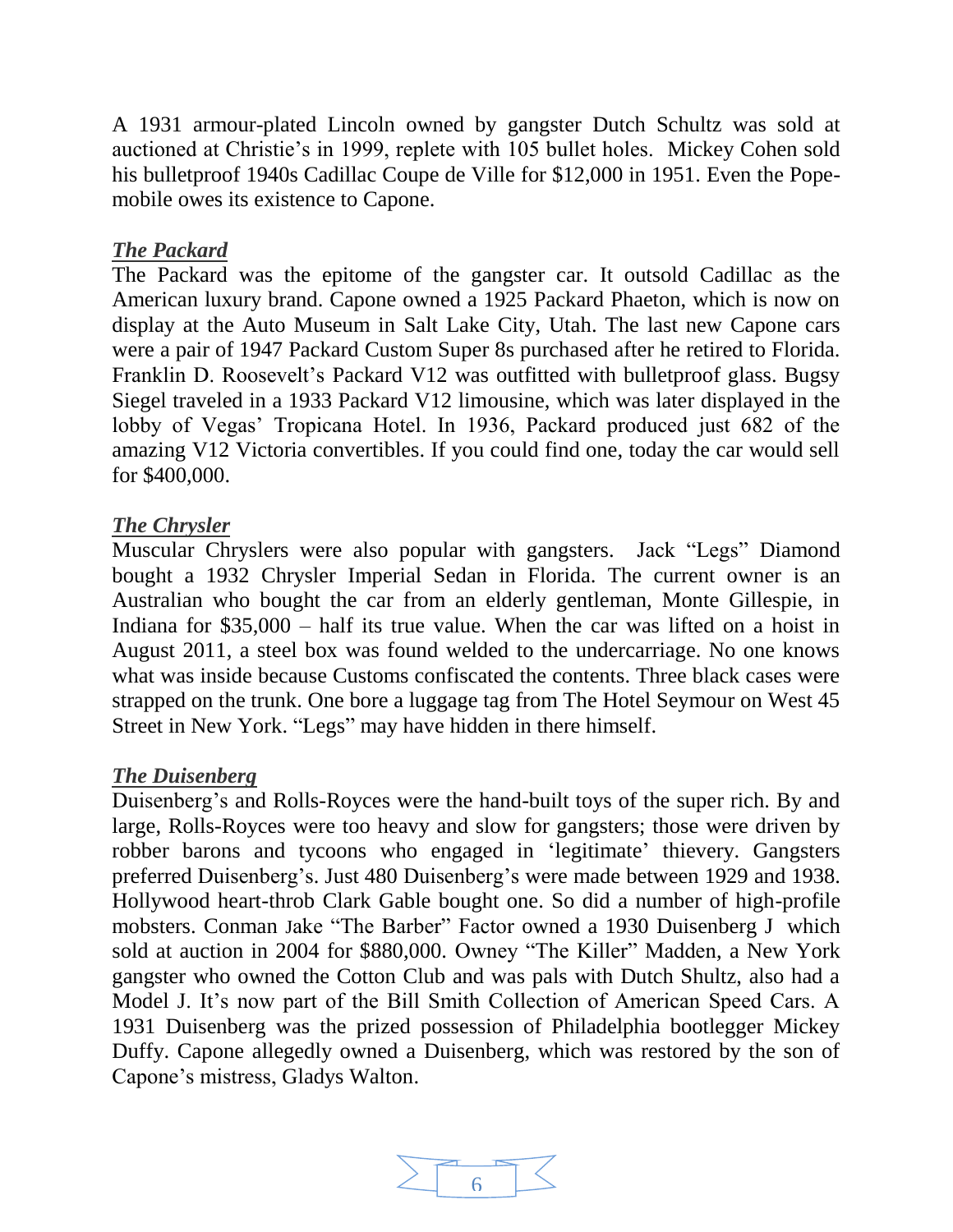A 1931 armour-plated Lincoln owned by gangster Dutch Schultz was sold at auctioned at Christie's in 1999, replete with 105 bullet holes. Mickey Cohen sold his bulletproof 1940s Cadillac Coupe de Ville for $12,000 in 1951. Even the Pope-mobile owes its existence to Capone.

***The Packard***

The Packard was the epitome of the gangster car. It outsold Cadillac as the American luxury brand. Capone owned a 1925 Packard Phaeton, which is now on display at the Auto Museum in Salt Lake City, Utah. The last new Capone cars were a pair of 1947 Packard Custom Super 8s purchased after he retired to Florida. Franklin D. Roosevelt's Packard V12 was outfitted with bulletproof glass. Bugsy Siegel traveled in a 1933 Packard V12 limousine, which was later displayed in the lobby of Vegas' Tropicana Hotel. In 1936, Packard produced just 682 of the amazing V12 Victoria convertibles. If you could find one, today the car would sell for $400,000.

***The Chrysler***

Muscular Chryslers were also popular with gangsters. Jack "Legs" Diamond bought a 1932 Chrysler Imperial Sedan in Florida. The current owner is an Australian who bought the car from an elderly gentleman, Monte Gillespie, in Indiana for $35,000 – half its true value. When the car was lifted on a hoist in August 2011, a steel box was found welded to the undercarriage. No one knows what was inside because Customs confiscated the contents. Three black cases were strapped on the trunk. One bore a luggage tag from The Hotel Seymour on West 45 Street in New York. "Legs" may have hidden in there himself.

***The Duisenberg***

Duisenberg's and Rolls-Royces were the hand-built toys of the super rich. By and large, Rolls-Royces were too heavy and slow for gangsters; those were driven by robber barons and tycoons who engaged in 'legitimate' thievery. Gangsters preferred Duisenberg's. Just 480 Duisenberg's were made between 1929 and 1938. Hollywood heart-throb Clark Gable bought one. So did a number of high-profile mobsters. Conman Jake "The Barber" Factor owned a 1930 Duisenberg J which sold at auction in 2004 for $880,000. Owney "The Killer" Madden, a New York gangster who owned the Cotton Club and was pals with Dutch Shultz, also had a Model J. It's now part of the Bill Smith Collection of American Speed Cars. A 1931 Duisenberg was the prized possession of Philadelphia bootlegger Mickey Duffy. Capone allegedly owned a Duisenberg, which was restored by the son of Capone's mistress, Gladys Walton.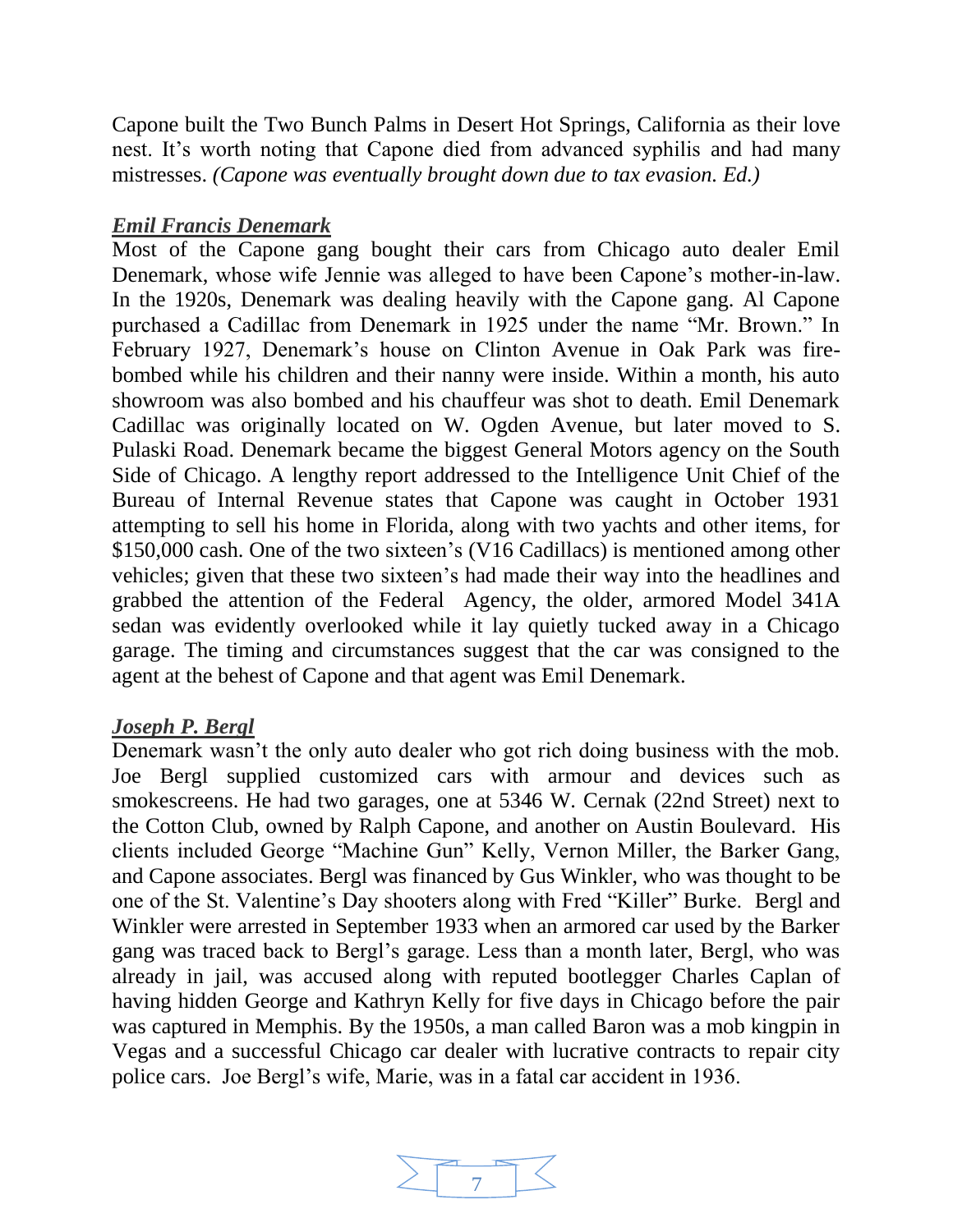Capone built the Two Bunch Palms in Desert Hot Springs, California as their love nest. It's worth noting that Capone died from advanced syphilis and had many mistresses. *(Capone was eventually brought down due to tax evasion. Ed.)*

***Emil Francis Denemark***

Most of the Capone gang bought their cars from Chicago auto dealer Emil Denemark, whose wife Jennie was alleged to have been Capone's mother-in-law. In the 1920s, Denemark was dealing heavily with the Capone gang. Al Capone purchased a Cadillac from Denemark in 1925 under the name "Mr. Brown." In February 1927, Denemark's house on Clinton Avenue in Oak Park was fire-bombed while his children and their nanny were inside. Within a month, his auto showroom was also bombed and his chauffeur was shot to death. Emil Denemark Cadillac was originally located on W. Ogden Avenue, but later moved to S. Pulaski Road. Denemark became the biggest General Motors agency on the South Side of Chicago. A lengthy report addressed to the Intelligence Unit Chief of the Bureau of Internal Revenue states that Capone was caught in October 1931 attempting to sell his home in Florida, along with two yachts and other items, for \$150,000 cash. One of the two sixteen's (V16 Cadillacs) is mentioned among other vehicles; given that these two sixteen's had made their way into the headlines and grabbed the attention of the Federal Agency, the older, armored Model 341A sedan was evidently overlooked while it lay quietly tucked away in a Chicago garage. The timing and circumstances suggest that the car was consigned to the agent at the behest of Capone and that agent was Emil Denemark.

***Joseph P. Bergl***

Denemark wasn't the only auto dealer who got rich doing business with the mob. Joe Bergl supplied customized cars with armour and devices such as smokescreens. He had two garages, one at 5346 W. Cernak (22nd Street) next to the Cotton Club, owned by Ralph Capone, and another on Austin Boulevard. His clients included George "Machine Gun" Kelly, Vernon Miller, the Barker Gang, and Capone associates. Bergl was financed by Gus Winkler, who was thought to be one of the St. Valentine's Day shooters along with Fred "Killer" Burke. Bergl and Winkler were arrested in September 1933 when an armored car used by the Barker gang was traced back to Bergl's garage. Less than a month later, Bergl, who was already in jail, was accused along with reputed bootlegger Charles Caplan of having hidden George and Kathryn Kelly for five days in Chicago before the pair was captured in Memphis. By the 1950s, a man called Baron was a mob kingpin in Vegas and a successful Chicago car dealer with lucrative contracts to repair city police cars. Joe Bergl's wife, Marie, was in a fatal car accident in 1936.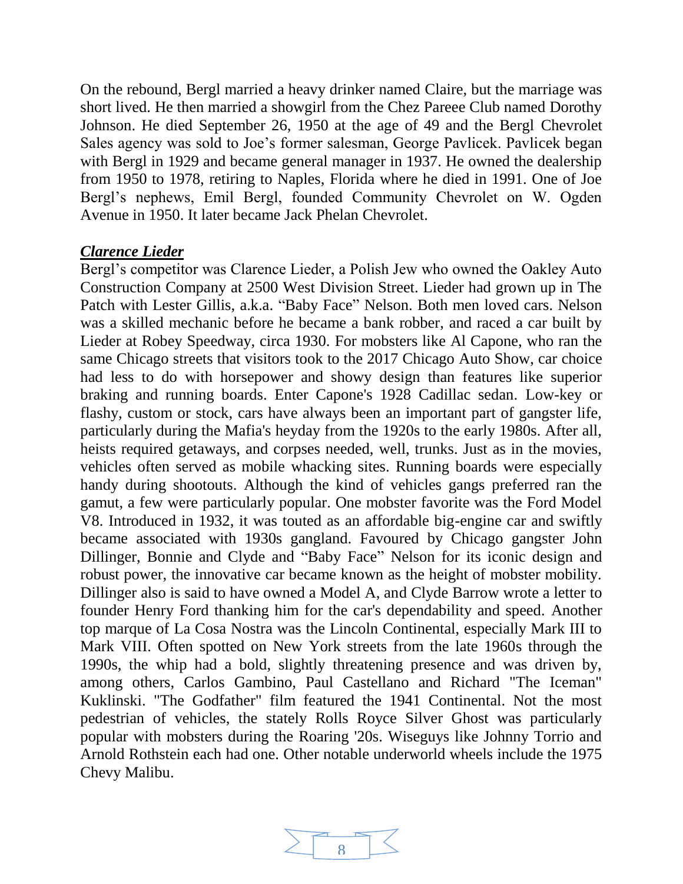On the rebound, Bergl married a heavy drinker named Claire, but the marriage was short lived. He then married a showgirl from the Chez Pareee Club named Dorothy Johnson. He died September 26, 1950 at the age of 49 and the Bergl Chevrolet Sales agency was sold to Joe's former salesman, George Pavlicek. Pavlicek began with Bergl in 1929 and became general manager in 1937. He owned the dealership from 1950 to 1978, retiring to Naples, Florida where he died in 1991. One of Joe Bergl's nephews, Emil Bergl, founded Community Chevrolet on W. Ogden Avenue in 1950. It later became Jack Phelan Chevrolet.

***Clarence Lieder***

Bergl's competitor was Clarence Lieder, a Polish Jew who owned the Oakley Auto Construction Company at 2500 West Division Street. Lieder had grown up in The Patch with Lester Gillis, a.k.a. "Baby Face" Nelson. Both men loved cars. Nelson was a skilled mechanic before he became a bank robber, and raced a car built by Lieder at Robey Speedway, circa 1930. For mobsters like Al Capone, who ran the same Chicago streets that visitors took to the 2017 Chicago Auto Show, car choice had less to do with horsepower and showy design than features like superior braking and running boards. Enter Capone's 1928 Cadillac sedan. Low-key or flashy, custom or stock, cars have always been an important part of gangster life, particularly during the Mafia's heyday from the 1920s to the early 1980s. After all, heists required getaways, and corpses needed, well, trunks. Just as in the movies, vehicles often served as mobile whacking sites. Running boards were especially handy during shootouts. Although the kind of vehicles gangs preferred ran the gamut, a few were particularly popular. One mobster favorite was the Ford Model V8. Introduced in 1932, it was touted as an affordable big-engine car and swiftly became associated with 1930s gangland. Favoured by Chicago gangster John Dillinger, Bonnie and Clyde and "Baby Face" Nelson for its iconic design and robust power, the innovative car became known as the height of mobster mobility. Dillinger also is said to have owned a Model A, and Clyde Barrow wrote a letter to founder Henry Ford thanking him for the car's dependability and speed. Another top marque of La Cosa Nostra was the Lincoln Continental, especially Mark III to Mark VIII. Often spotted on New York streets from the late 1960s through the 1990s, the whip had a bold, slightly threatening presence and was driven by, among others, Carlos Gambino, Paul Castellano and Richard "The Iceman" Kuklinski. "The Godfather" film featured the 1941 Continental. Not the most pedestrian of vehicles, the stately Rolls Royce Silver Ghost was particularly popular with mobsters during the Roaring '20s. Wiseguys like Johnny Torrio and Arnold Rothstein each had one. Other notable underworld wheels include the 1975 Chevy Malibu.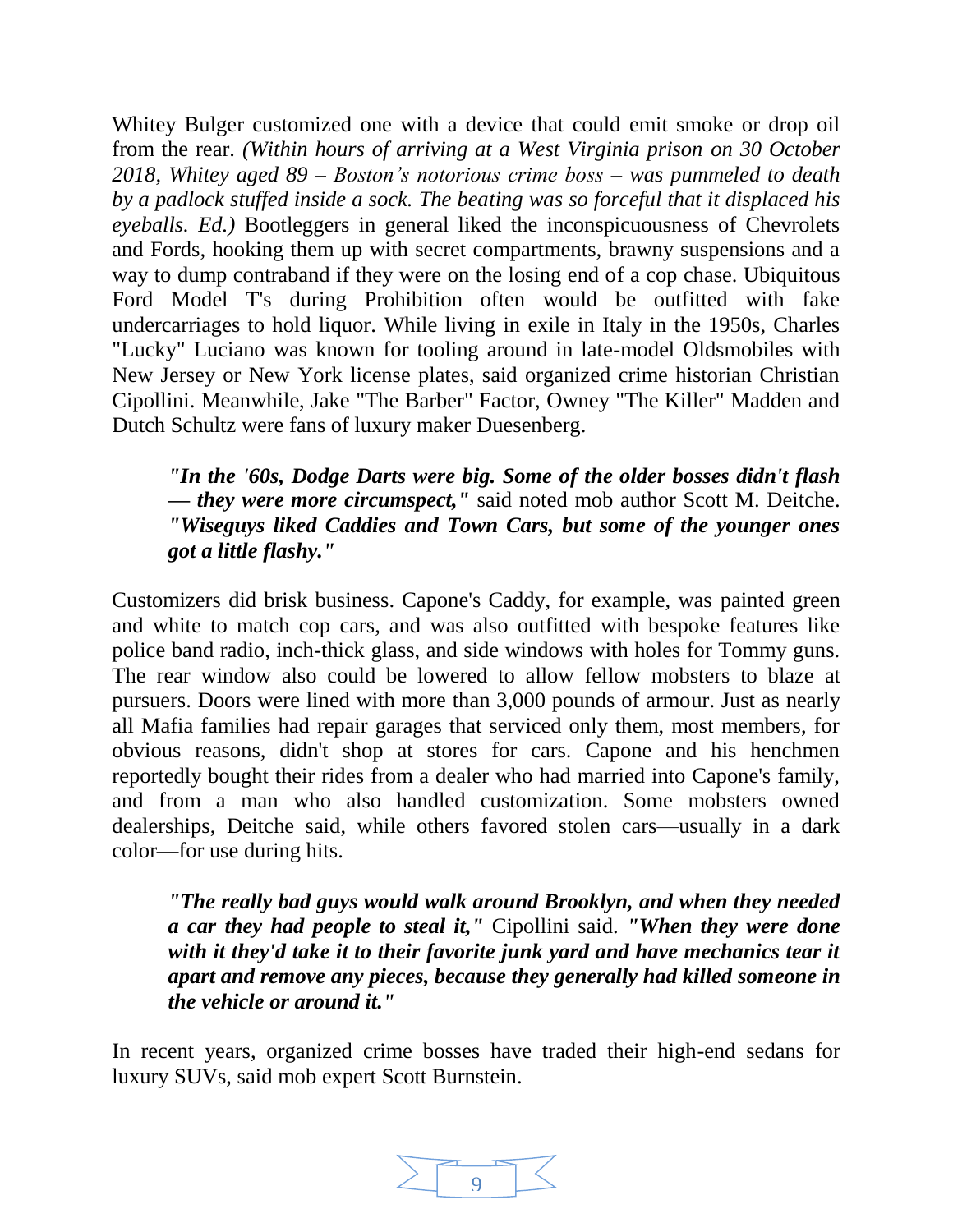Whitey Bulger customized one with a device that could emit smoke or drop oil from the rear. *(Within hours of arriving at a West Virginia prison on 30 October 2018, Whitey aged 89 – Boston's notorious crime boss – was pummeled to death by a padlock stuffed inside a sock. The beating was so forceful that it displaced his eyeballs. Ed.)* Bootleggers in general liked the inconspicuousness of Chevrolets and Fords, hooking them up with secret compartments, brawny suspensions and a way to dump contraband if they were on the losing end of a cop chase. Ubiquitous Ford Model T's during Prohibition often would be outfitted with fake undercarriages to hold liquor. While living in exile in Italy in the 1950s, Charles "Lucky" Luciano was known for tooling around in late-model Oldsmobiles with New Jersey or New York license plates, said organized crime historian Christian Cipollini. Meanwhile, Jake "The Barber" Factor, Owney "The Killer" Madden and Dutch Schultz were fans of luxury maker Duesenberg.

> ***"In the '60s, Dodge Darts were big. Some of the older bosses didn't flash — they were more circumspect,"*** said noted mob author Scott M. Deitche. ***"Wiseguys liked Caddies and Town Cars, but some of the younger ones got a little flashy."***

Customizers did brisk business. Capone's Caddy, for example, was painted green and white to match cop cars, and was also outfitted with bespoke features like police band radio, inch-thick glass, and side windows with holes for Tommy guns. The rear window also could be lowered to allow fellow mobsters to blaze at pursuers. Doors were lined with more than 3,000 pounds of armour. Just as nearly all Mafia families had repair garages that serviced only them, most members, for obvious reasons, didn't shop at stores for cars. Capone and his henchmen reportedly bought their rides from a dealer who had married into Capone's family, and from a man who also handled customization. Some mobsters owned dealerships, Deitche said, while others favored stolen cars—usually in a dark color—for use during hits.

> ***"The really bad guys would walk around Brooklyn, and when they needed a car they had people to steal it,"*** Cipollini said. ***"When they were done with it they'd take it to their favorite junk yard and have mechanics tear it apart and remove any pieces, because they generally had killed someone in the vehicle or around it."***

In recent years, organized crime bosses have traded their high-end sedans for luxury SUVs, said mob expert Scott Burnstein.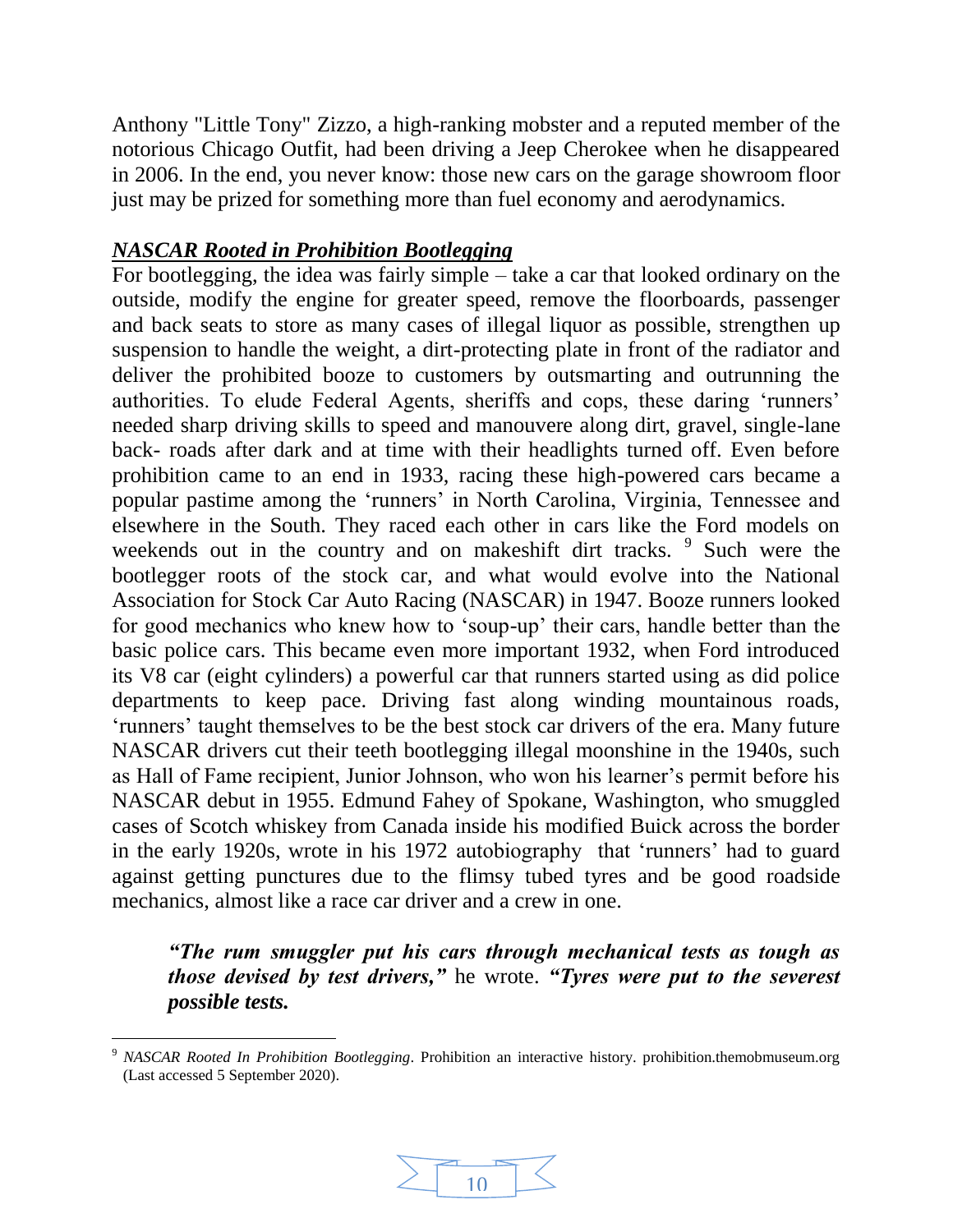Anthony "Little Tony" Zizzo, a high-ranking mobster and a reputed member of the notorious Chicago Outfit, had been driving a Jeep Cherokee when he disappeared in 2006. In the end, you never know: those new cars on the garage showroom floor just may be prized for something more than fuel economy and aerodynamics.

### ***NASCAR Rooted in Prohibition Bootlegging***

For bootlegging, the idea was fairly simple – take a car that looked ordinary on the outside, modify the engine for greater speed, remove the floorboards, passenger and back seats to store as many cases of illegal liquor as possible, strengthen up suspension to handle the weight, a dirt-protecting plate in front of the radiator and deliver the prohibited booze to customers by outsmarting and outrunning the authorities. To elude Federal Agents, sheriffs and cops, these daring 'runners' needed sharp driving skills to speed and manouvere along dirt, gravel, single-lane back- roads after dark and at time with their headlights turned off. Even before prohibition came to an end in 1933, racing these high-powered cars became a popular pastime among the 'runners' in North Carolina, Virginia, Tennessee and elsewhere in the South. They raced each other in cars like the Ford models on weekends out in the country and on makeshift dirt tracks. [9] Such were the bootlegger roots of the stock car, and what would evolve into the National Association for Stock Car Auto Racing (NASCAR) in 1947. Booze runners looked for good mechanics who knew how to 'soup-up' their cars, handle better than the basic police cars. This became even more important 1932, when Ford introduced its V8 car (eight cylinders) a powerful car that runners started using as did police departments to keep pace. Driving fast along winding mountainous roads, 'runners' taught themselves to be the best stock car drivers of the era. Many future NASCAR drivers cut their teeth bootlegging illegal moonshine in the 1940s, such as Hall of Fame recipient, Junior Johnson, who won his learner's permit before his NASCAR debut in 1955. Edmund Fahey of Spokane, Washington, who smuggled cases of Scotch whiskey from Canada inside his modified Buick across the border in the early 1920s, wrote in his 1972 autobiography that 'runners' had to guard against getting punctures due to the flimsy tubed tyres and be good roadside mechanics, almost like a race car driver and a crew in one.

> ***"The rum smuggler put his cars through mechanical tests as tough as those devised by test drivers,"*** he wrote. ***"Tyres were put to the severest possible tests.***

---

[9] *NASCAR Rooted In Prohibition Bootlegging*. Prohibition an interactive history. prohibition.themobmuseum.org (Last accessed 5 September 2020).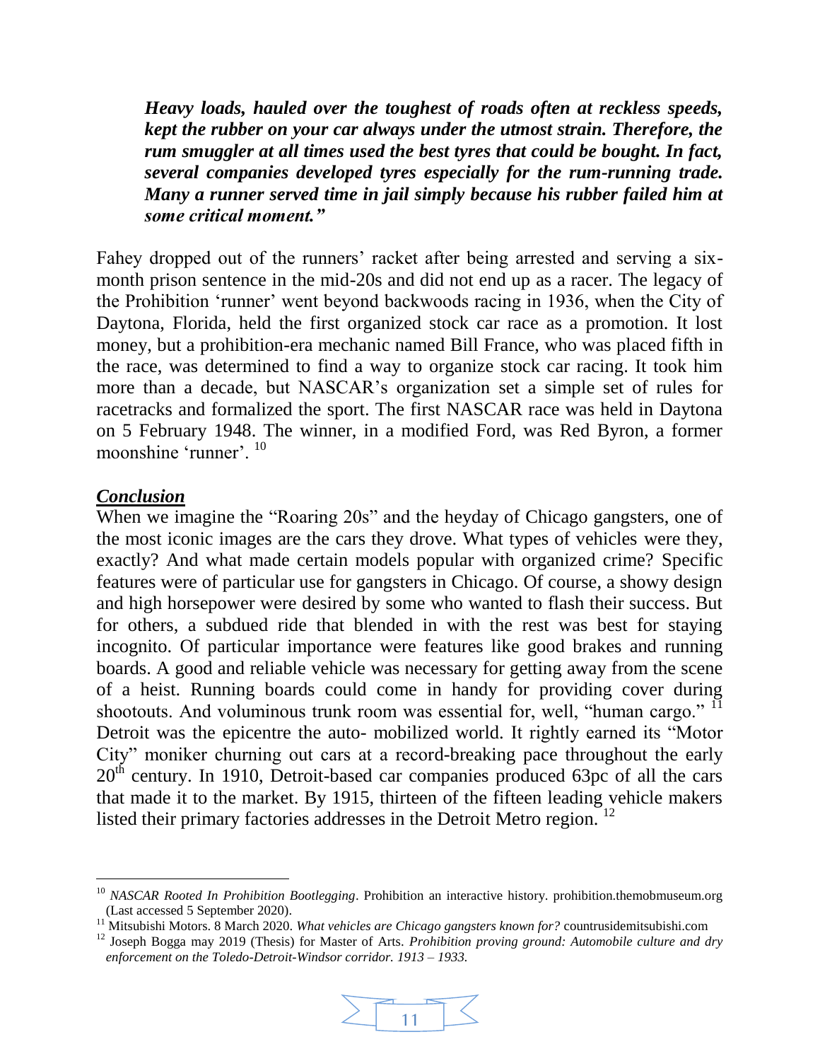***Heavy loads, hauled over the toughest of roads often at reckless speeds, kept the rubber on your car always under the utmost strain. Therefore, the rum smuggler at all times used the best tyres that could be bought. In fact, several companies developed tyres especially for the rum-running trade. Many a runner served time in jail simply because his rubber failed him at some critical moment."***

Fahey dropped out of the runners' racket after being arrested and serving a six-month prison sentence in the mid-20s and did not end up as a racer. The legacy of the Prohibition 'runner' went beyond backwoods racing in 1936, when the City of Daytona, Florida, held the first organized stock car race as a promotion. It lost money, but a prohibition-era mechanic named Bill France, who was placed fifth in the race, was determined to find a way to organize stock car racing. It took him more than a decade, but NASCAR's organization set a simple set of rules for racetracks and formalized the sport. The first NASCAR race was held in Daytona on 5 February 1948. The winner, in a modified Ford, was Red Byron, a former moonshine 'runner'. [10]

## *Conclusion*

When we imagine the "Roaring 20s" and the heyday of Chicago gangsters, one of the most iconic images are the cars they drove. What types of vehicles were they, exactly? And what made certain models popular with organized crime? Specific features were of particular use for gangsters in Chicago. Of course, a showy design and high horsepower were desired by some who wanted to flash their success. But for others, a subdued ride that blended in with the rest was best for staying incognito. Of particular importance were features like good brakes and running boards. A good and reliable vehicle was necessary for getting away from the scene of a heist. Running boards could come in handy for providing cover during shootouts. And voluminous trunk room was essential for, well, "human cargo." [11] Detroit was the epicentre the auto- mobilized world. It rightly earned its "Motor City" moniker churning out cars at a record-breaking pace throughout the early 20th century. In 1910, Detroit-based car companies produced 63pc of all the cars that made it to the market. By 1915, thirteen of the fifteen leading vehicle makers listed their primary factories addresses in the Detroit Metro region. [12]

---

[10] *NASCAR Rooted In Prohibition Bootlegging*. Prohibition an interactive history. prohibition.themobmuseum.org (Last accessed 5 September 2020).

[11] Mitsubishi Motors. 8 March 2020. *What vehicles are Chicago gangsters known for?* countrusidemitsubishi.com

[12] Joseph Bogga may 2019 (Thesis) for Master of Arts. *Prohibition proving ground: Automobile culture and dry enforcement on the Toledo-Detroit-Windsor corridor. 1913 – 1933.*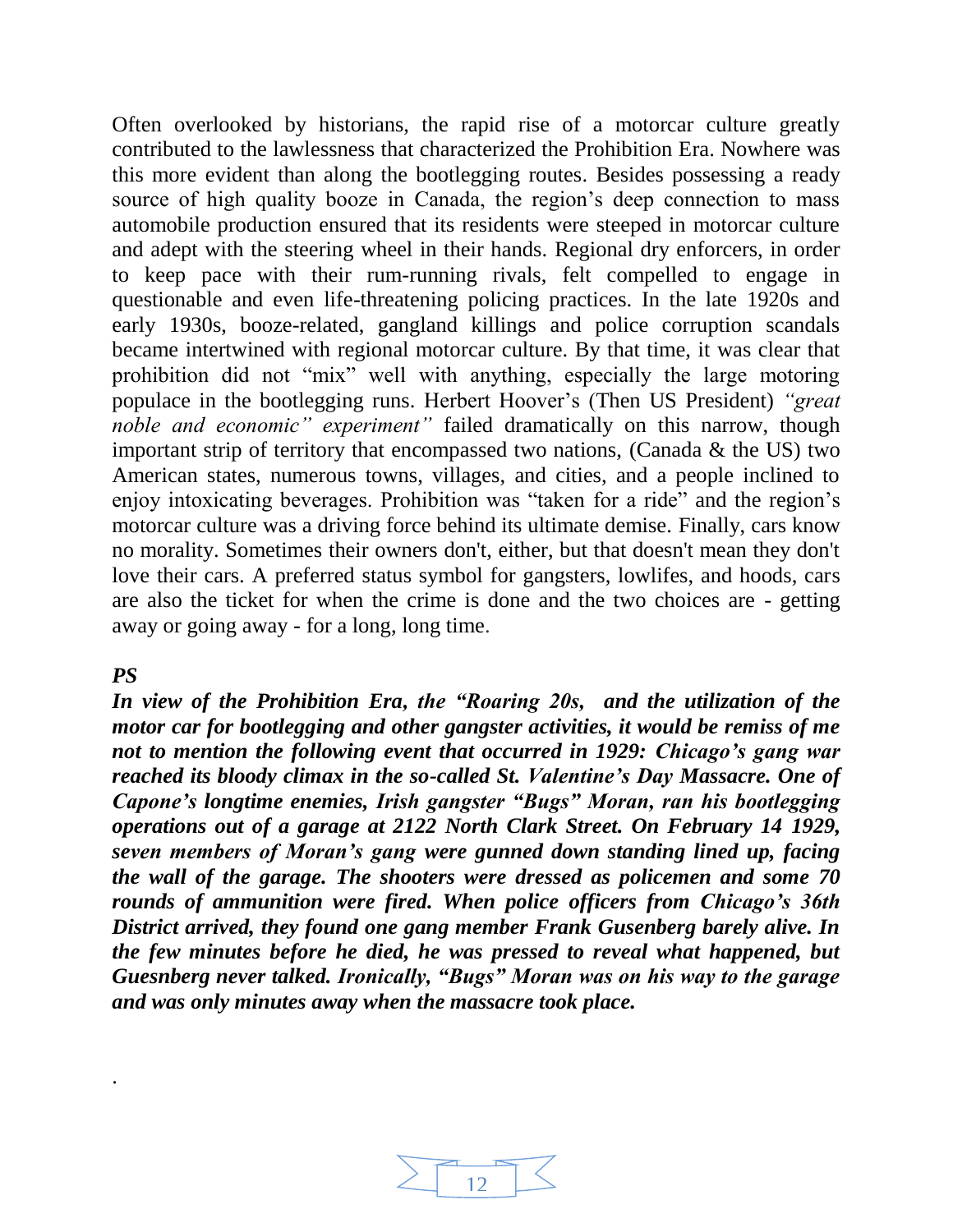Often overlooked by historians, the rapid rise of a motorcar culture greatly contributed to the lawlessness that characterized the Prohibition Era. Nowhere was this more evident than along the bootlegging routes. Besides possessing a ready source of high quality booze in Canada, the region's deep connection to mass automobile production ensured that its residents were steeped in motorcar culture and adept with the steering wheel in their hands. Regional dry enforcers, in order to keep pace with their rum-running rivals, felt compelled to engage in questionable and even life-threatening policing practices. In the late 1920s and early 1930s, booze-related, gangland killings and police corruption scandals became intertwined with regional motorcar culture. By that time, it was clear that prohibition did not "mix" well with anything, especially the large motoring populace in the bootlegging runs. Herbert Hoover's (Then US President) *"great noble and economic" experiment"* failed dramatically on this narrow, though important strip of territory that encompassed two nations, (Canada & the US) two American states, numerous towns, villages, and cities, and a people inclined to enjoy intoxicating beverages. Prohibition was "taken for a ride" and the region's motorcar culture was a driving force behind its ultimate demise. Finally, cars know no morality. Sometimes their owners don't, either, but that doesn't mean they don't love their cars. A preferred status symbol for gangsters, lowlifes, and hoods, cars are also the ticket for when the crime is done and the two choices are - getting away or going away - for a long, long time.

***PS***

***In view of the Prohibition Era, the "Roaring 20s, and the utilization of the motor car for bootlegging and other gangster activities, it would be remiss of me not to mention the following event that occurred in 1929: Chicago's gang war reached its bloody climax in the so-called St. Valentine's Day Massacre. One of Capone's longtime enemies, Irish gangster "Bugs" Moran, ran his bootlegging operations out of a garage at 2122 North Clark Street. On February 14 1929, seven members of Moran's gang were gunned down standing lined up, facing the wall of the garage. The shooters were dressed as policemen and some 70 rounds of ammunition were fired. When police officers from Chicago's 36th District arrived, they found one gang member Frank Gusenberg barely alive. In the few minutes before he died, he was pressed to reveal what happened, but Guesnberg never talked. Ironically, "Bugs" Moran was on his way to the garage and was only minutes away when the massacre took place.***